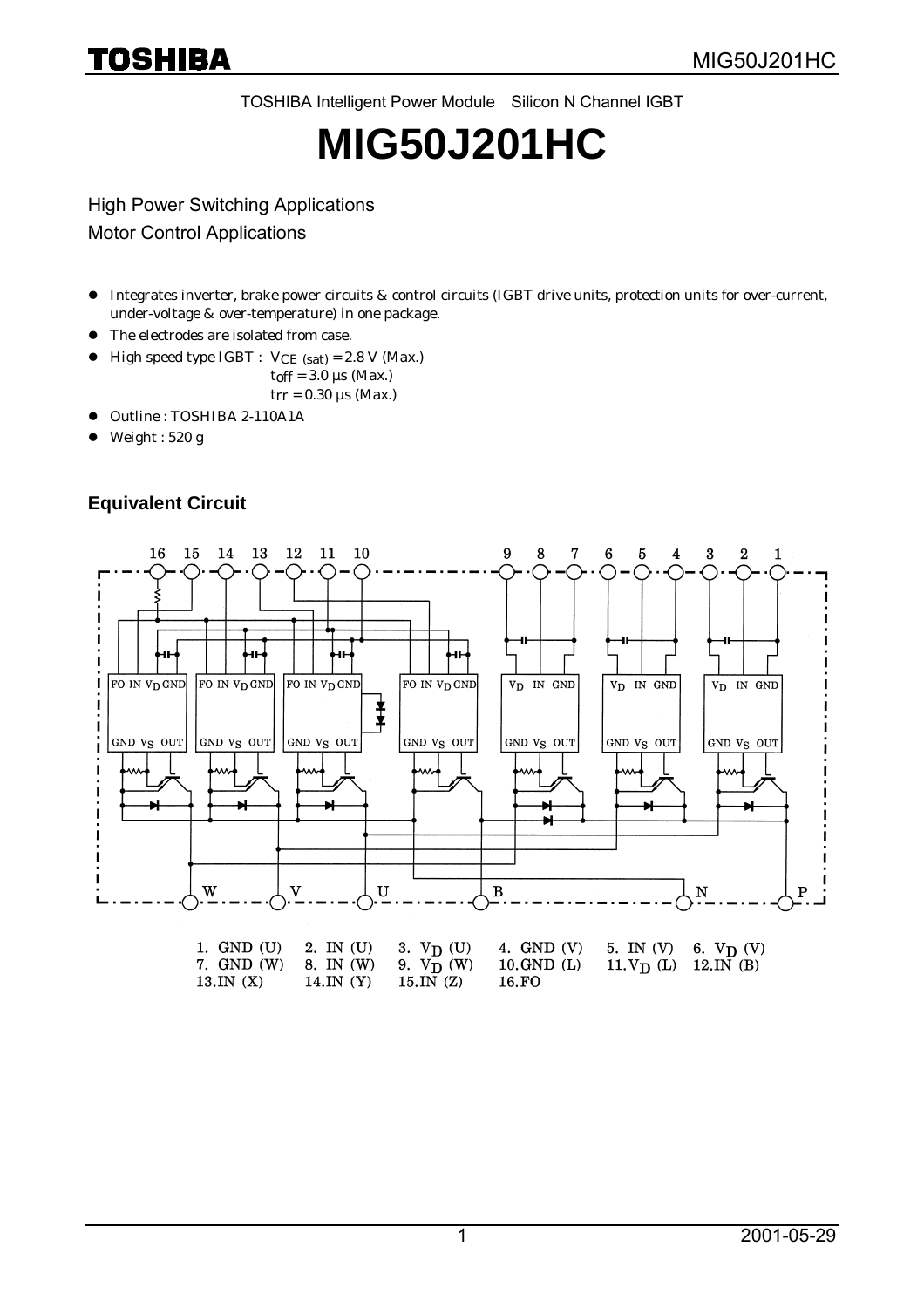TOSHIBA Intelligent Power Module Silicon N Channel IGBT

# MIG50J201HC

High Power Switching Applications

Motor Control Applications

- Integrates inverter, brake power circuits & control circuits (IGBT drive units, protection units for over-current, under-voltage & over-temperature) in one package.
- The electrodes are isolated from case.
- High speed type IGBT : $V_{CE\ (sat)}$ = 2.8 V (Max.)
  $t_{off}$ = 3.0 μs (Max.)
  $t_{rr}$ = 0.30 μs (Max.)
- Outline : TOSHIBA 2-110A1A
- Weight : 520 g

## Equivalent Circuit

1. GND (U) 2. IN (U) 3. $V_D$ (U) 4. GND (V) 5. IN (V) 6. $V_D$ (V)
7. GND (W) 8. IN (W) 9. $V_D$ (W) 10. GND (L) 11. $V_D$ (L) 12. IN (B)
13. IN (X) 14. IN (Y) 15. IN (Z) 16. FO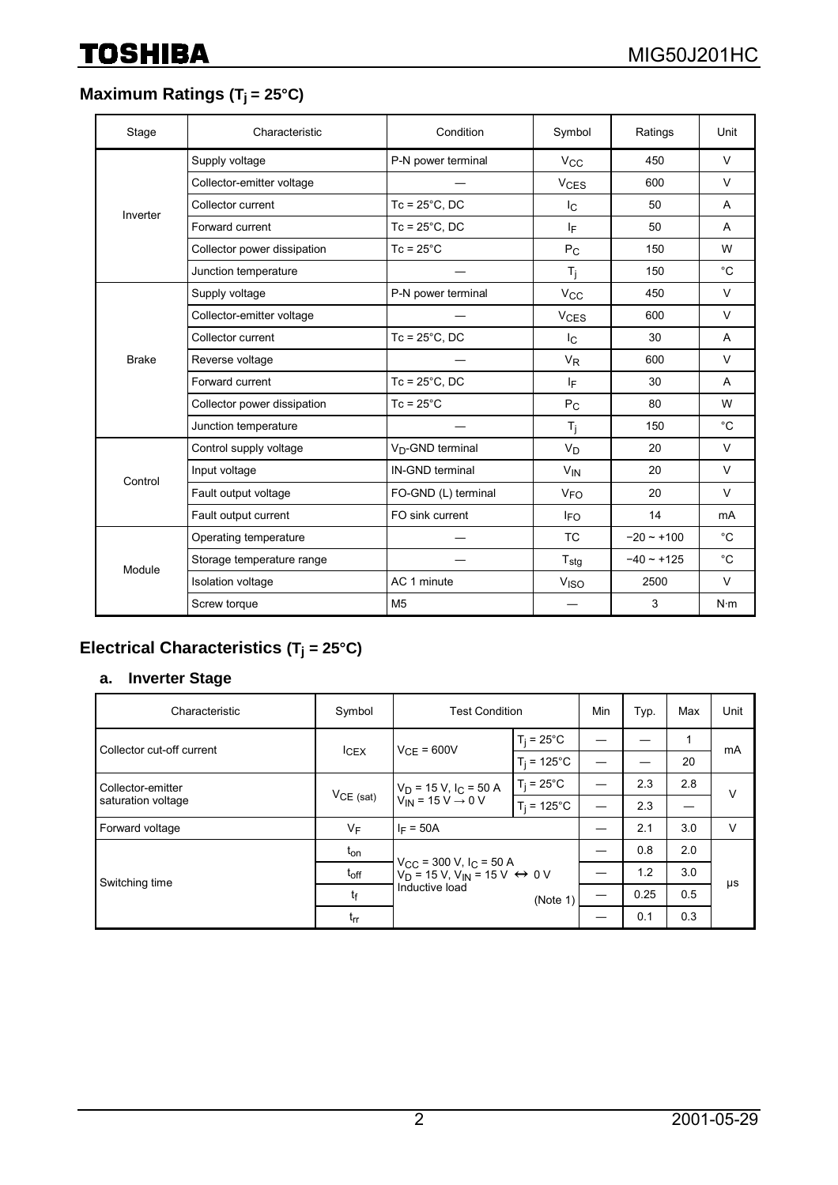## Maximum Ratings ($T_j$ = 25°C)

| Stage | Characteristic | Condition | Symbol | Ratings | Unit |
|---|---|---|---|---|---|
| Inverter | Supply voltage | P-N power terminal | $V_{CC}$ | 450 | V |
| | Collector-emitter voltage | — | $V_{CES}$ | 600 | V |
| | Collector current | Tc = 25°C, DC | $I_C$ | 50 | A |
| | Forward current | Tc = 25°C, DC | $I_F$ | 50 | A |
| | Collector power dissipation | Tc = 25°C | $P_C$ | 150 | W |
| | Junction temperature | — | $T_j$ | 150 | °C |
| Brake | Supply voltage | P-N power terminal | $V_{CC}$ | 450 | V |
| | Collector-emitter voltage | — | $V_{CES}$ | 600 | V |
| | Collector current | Tc = 25°C, DC | $I_C$ | 30 | A |
| | Reverse voltage | — | $V_R$ | 600 | V |
| | Forward current | Tc = 25°C, DC | $I_F$ | 30 | A |
| | Collector power dissipation | Tc = 25°C | $P_C$ | 80 | W |
| | Junction temperature | — | $T_j$ | 150 | °C |
| Control | Control supply voltage | $V_D$-GND terminal | $V_D$ | 20 | V |
| | Input voltage | IN-GND terminal | $V_{IN}$ | 20 | V |
| | Fault output voltage | FO-GND (L) terminal | $V_{FO}$ | 20 | V |
| | Fault output current | FO sink current | $I_{FO}$ | 14 | mA |
| Module | Operating temperature | — | TC | −20 ~ +100 | °C |
| | Storage temperature range | — | $T_{stg}$ | −40 ~ +125 | °C |
| | Isolation voltage | AC 1 minute | $V_{ISO}$ | 2500 | V |
| | Screw torque | M5 | — | 3 | N·m |

## Electrical Characteristics ($T_j$ = 25°C)

### a. Inverter Stage

| Characteristic | Symbol | Test Condition | | Min | Typ. | Max | Unit |
|---|---|---|---|---|---|---|---|
| Collector cut-off current | $I_{CEX}$ | $V_{CE}$ = 600V | $T_j$ = 25°C | — | — | 1 | mA |
| | | | $T_j$ = 125°C | — | — | 20 | |
| Collector-emitter saturation voltage | $V_{CE\ (sat)}$ | $V_D$ = 15 V, $I_C$ = 50 A, $V_{IN}$ = 15 V → 0 V | $T_j$ = 25°C | — | 2.3 | 2.8 | V |
| | | | $T_j$ = 125°C | — | 2.3 | — | |
| Forward voltage | $V_F$ | $I_F$ = 50A | | — | 2.1 | 3.0 | V |
| Switching time | $t_{on}$ | $V_{CC}$ = 300 V, $I_C$ = 50 A, $V_D$ = 15 V, $V_{IN}$ = 15 V ↔ 0 V, Inductive load (Note 1) | | — | 0.8 | 2.0 | μs |
| | $t_{off}$ | | | — | 1.2 | 3.0 | |
| | $t_f$ | | | — | 0.25 | 0.5 | |
| | $t_{rr}$ | | | — | 0.1 | 0.3 | |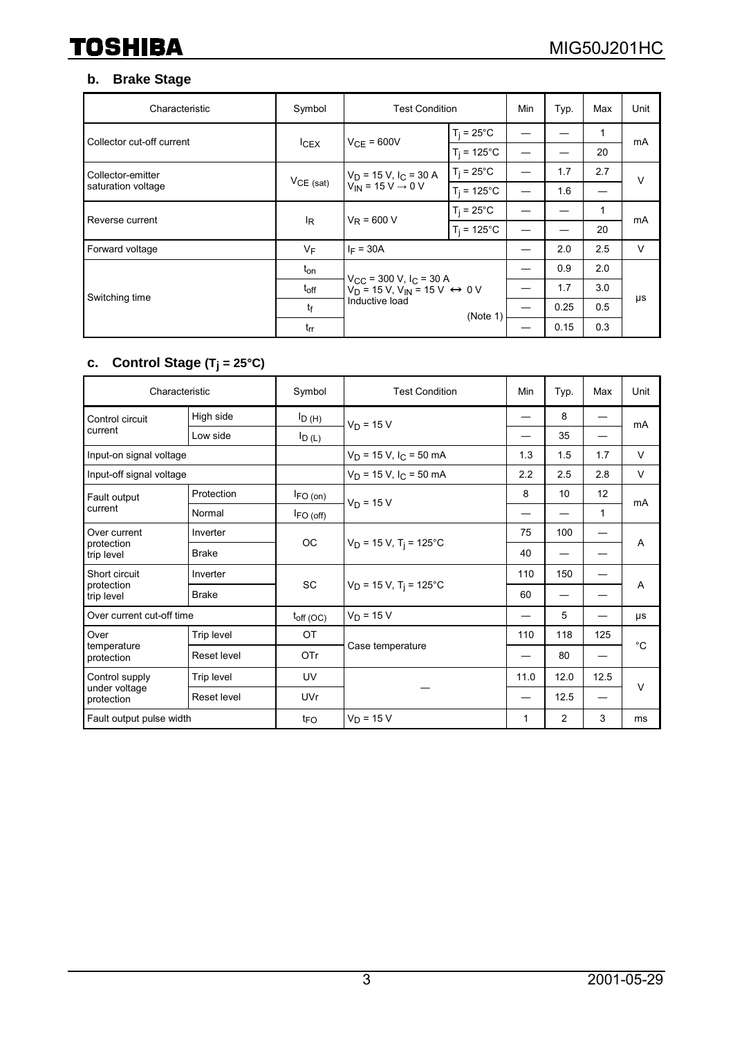### b. Brake Stage

| Characteristic | Symbol | Test Condition | | Min | Typ. | Max | Unit |
|---|---|---|---|---|---|---|---|
| Collector cut-off current | $I_{CEX}$ | $V_{CE}$ = 600V | $T_j$ = 25°C | — | — | 1 | mA |
| | | | $T_j$ = 125°C | — | — | 20 | |
| Collector-emitter saturation voltage | $V_{CE\ (sat)}$ | $V_D$ = 15 V, $I_C$ = 30 A $V_{IN}$ = 15 V → 0 V | $T_j$ = 25°C | — | 1.7 | 2.7 | V |
| | | | $T_j$ = 125°C | — | 1.6 | — | |
| Reverse current | $I_R$ | $V_R$ = 600 V | $T_j$ = 25°C | — | — | 1 | mA |
| | | | $T_j$ = 125°C | — | — | 20 | |
| Forward voltage | $V_F$ | $I_F$ = 30A | | — | 2.0 | 2.5 | V |
| Switching time | $t_{on}$ | $V_{CC}$ = 300 V, $I_C$ = 30 A $V_D$ = 15 V, $V_{IN}$ = 15 V ↔ 0 V Inductive load (Note 1) | | — | 0.9 | 2.0 | μs |
| | $t_{off}$ | | | — | 1.7 | 3.0 | |
| | $t_f$ | | | — | 0.25 | 0.5 | |
| | $t_{rr}$ | | | — | 0.15 | 0.3 | |

### c. Control Stage ($T_j$ = 25°C)

| Characteristic | | Symbol | Test Condition | Min | Typ. | Max | Unit |
|---|---|---|---|---|---|---|---|
| Control circuit current | High side | $I_{D\ (H)}$ | $V_D$ = 15 V | — | 8 | — | mA |
| | Low side | $I_{D\ (L)}$ | | — | 35 | — | |
| Input-on signal voltage | | | $V_D$ = 15 V, $I_C$ = 50 mA | 1.3 | 1.5 | 1.7 | V |
| Input-off signal voltage | | | $V_D$ = 15 V, $I_C$ = 50 mA | 2.2 | 2.5 | 2.8 | V |
| Fault output current | Protection | $I_{FO\ (on)}$ | $V_D$ = 15 V | 8 | 10 | 12 | mA |
| | Normal | $I_{FO\ (off)}$ | | — | — | 1 | |
| Over current protection trip level | Inverter | OC | $V_D$ = 15 V, $T_j$ = 125°C | 75 | 100 | — | A |
| | Brake | | | 40 | — | — | |
| Short circuit protection trip level | Inverter | SC | $V_D$ = 15 V, $T_j$ = 125°C | 110 | 150 | — | A |
| | Brake | | | 60 | — | — | |
| Over current cut-off time | | $t_{off\ (OC)}$ | $V_D$ = 15 V | — | 5 | — | μs |
| Over temperature protection | Trip level | OT | Case temperature | 110 | 118 | 125 | °C |
| | Reset level | OTr | | — | 80 | — | |
| Control supply under voltage protection | Trip level | UV | — | 11.0 | 12.0 | 12.5 | V |
| | Reset level | UVr | | — | 12.5 | — | |
| Fault output pulse width | | $t_{FO}$ | $V_D$ = 15 V | 1 | 2 | 3 | ms |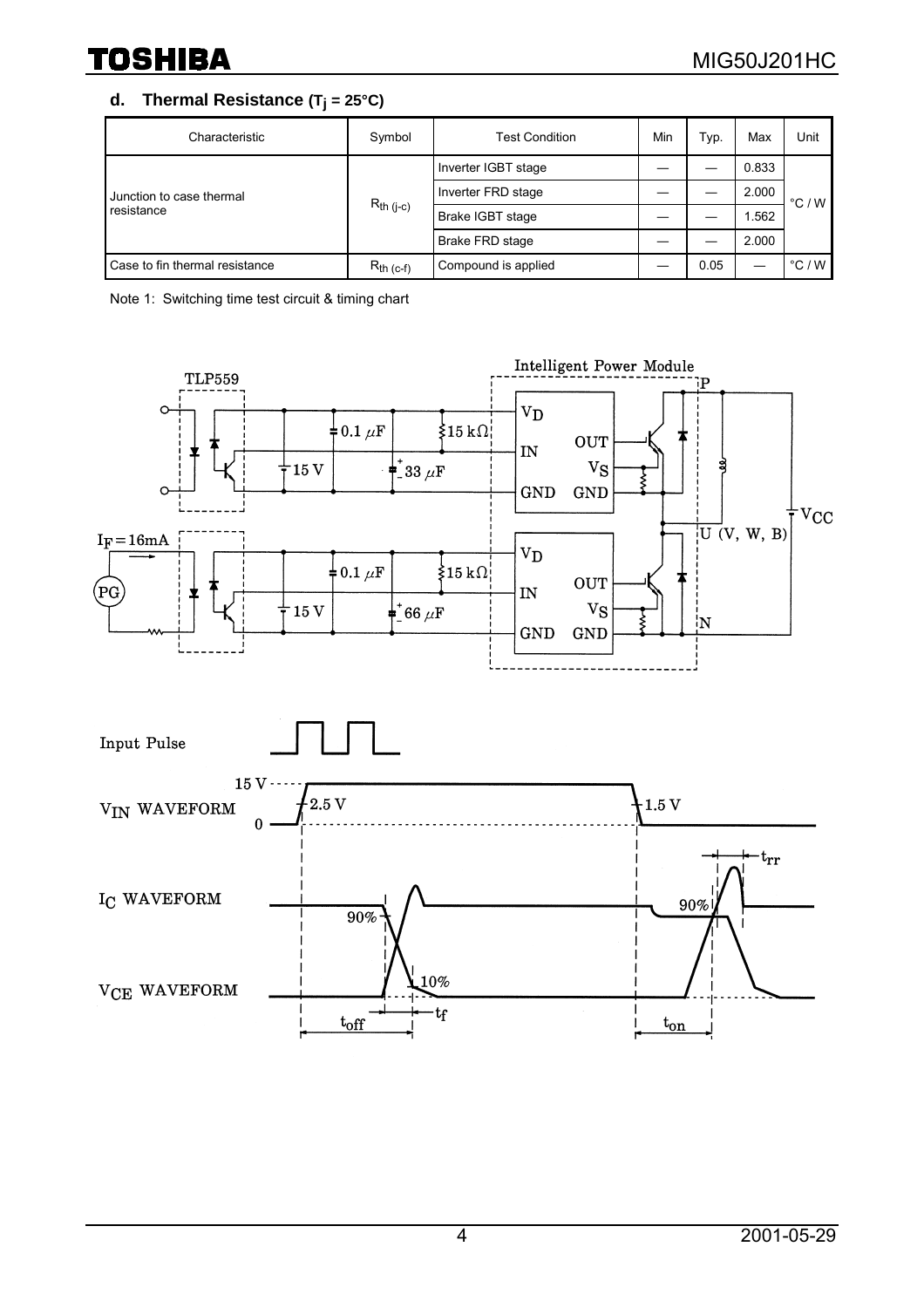### d. Thermal Resistance ($T_j$ = 25°C)

| Characteristic | Symbol | Test Condition | Min | Typ. | Max | Unit |
|---|---|---|---|---|---|---|
| Junction to case thermal resistance | $R_{th\ (j\text{-}c)}$ | Inverter IGBT stage | — | — | 0.833 | °C / W |
| | | Inverter FRD stage | — | — | 2.000 | |
| | | Brake IGBT stage | — | — | 1.562 | |
| | | Brake FRD stage | — | — | 2.000 | |
| Case to fin thermal resistance | $R_{th\ (c\text{-}f)}$ | Compound is applied | — | 0.05 | — | °C / W |

Note 1: Switching time test circuit & timing chart

TLP559

Intelligent Power Module

$V_D$, IN, GND, OUT, $V_S$, GND

0.1 μF, 15 kΩ, 15 V, 33 μF, 66 μF

P, U (V, W, B), N, $V_{CC}$

$I_F$ = 16mA, PG

Input Pulse

$V_{IN}$ WAVEFORM: 15 V, 0, 2.5 V, 1.5 V

$I_C$ WAVEFORM: 90%, 90%, $t_{rr}$

$V_{CE}$ WAVEFORM: 10%, $t_{off}$, $t_f$, $t_{on}$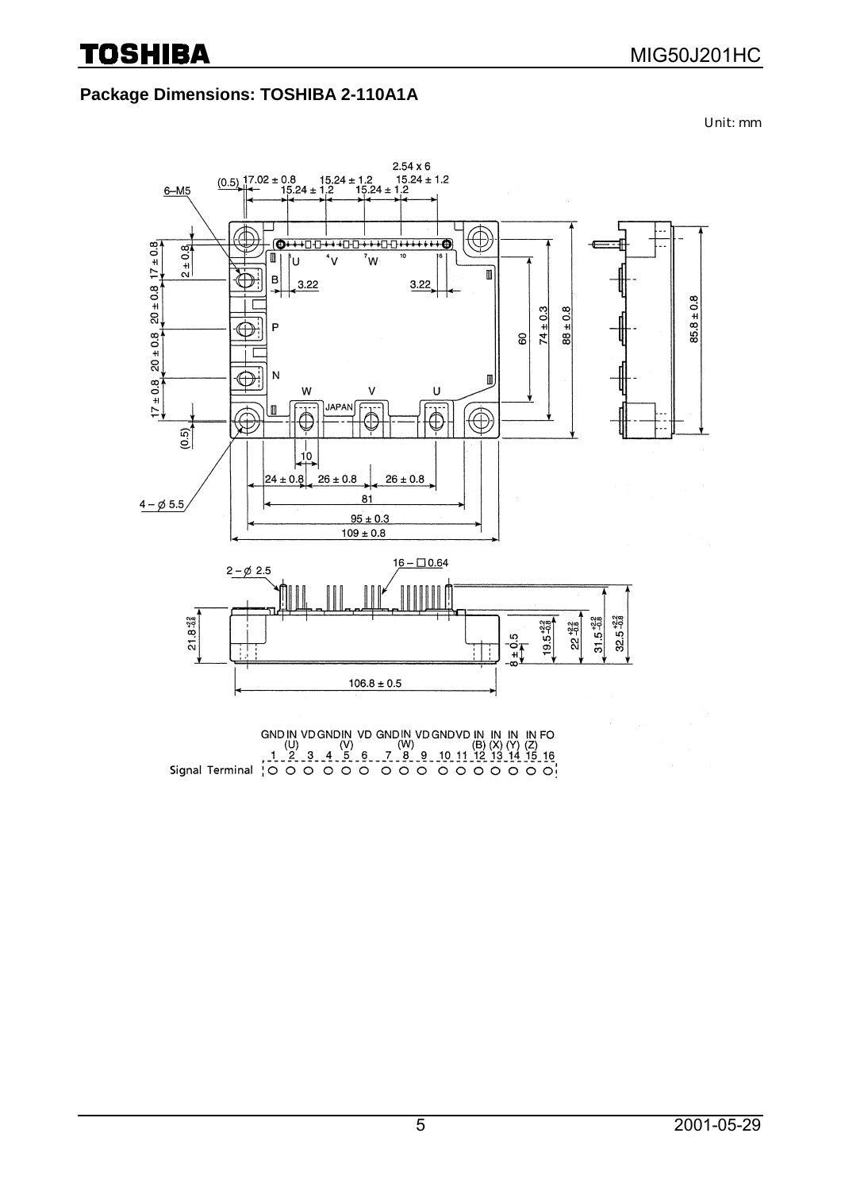## Package Dimensions: TOSHIBA 2-110A1A

Unit: mm

| Signal Terminal | 1 | 2 | 3 | 4 | 5 | 6 | 7 | 8 | 9 | 10 | 11 | 12 | 13 | 14 | 15 | 16 |
|---|---|---|---|---|---|---|---|---|---|---|---|---|---|---|---|---|
| | GND | IN (U) | VD | GND | IN (V) | VD | GND | IN (W) | VD | GND | VD | IN (B) | IN (X) | IN (Y) | IN (Z) | FO |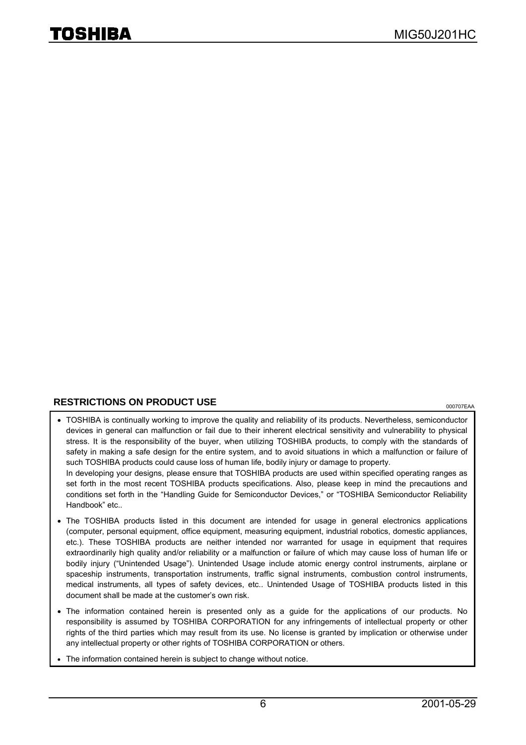## RESTRICTIONS ON PRODUCT USE

000707EAA

- TOSHIBA is continually working to improve the quality and reliability of its products. Nevertheless, semiconductor devices in general can malfunction or fail due to their inherent electrical sensitivity and vulnerability to physical stress. It is the responsibility of the buyer, when utilizing TOSHIBA products, to comply with the standards of safety in making a safe design for the entire system, and to avoid situations in which a malfunction or failure of such TOSHIBA products could cause loss of human life, bodily injury or damage to property.
  In developing your designs, please ensure that TOSHIBA products are used within specified operating ranges as set forth in the most recent TOSHIBA products specifications. Also, please keep in mind the precautions and conditions set forth in the "Handling Guide for Semiconductor Devices," or "TOSHIBA Semiconductor Reliability Handbook" etc..
- The TOSHIBA products listed in this document are intended for usage in general electronics applications (computer, personal equipment, office equipment, measuring equipment, industrial robotics, domestic appliances, etc.). These TOSHIBA products are neither intended nor warranted for usage in equipment that requires extraordinarily high quality and/or reliability or a malfunction or failure of which may cause loss of human life or bodily injury ("Unintended Usage"). Unintended Usage include atomic energy control instruments, airplane or spaceship instruments, transportation instruments, traffic signal instruments, combustion control instruments, medical instruments, all types of safety devices, etc.. Unintended Usage of TOSHIBA products listed in this document shall be made at the customer's own risk.
- The information contained herein is presented only as a guide for the applications of our products. No responsibility is assumed by TOSHIBA CORPORATION for any infringements of intellectual property or other rights of the third parties which may result from its use. No license is granted by implication or otherwise under any intellectual property or other rights of TOSHIBA CORPORATION or others.
- The information contained herein is subject to change without notice.